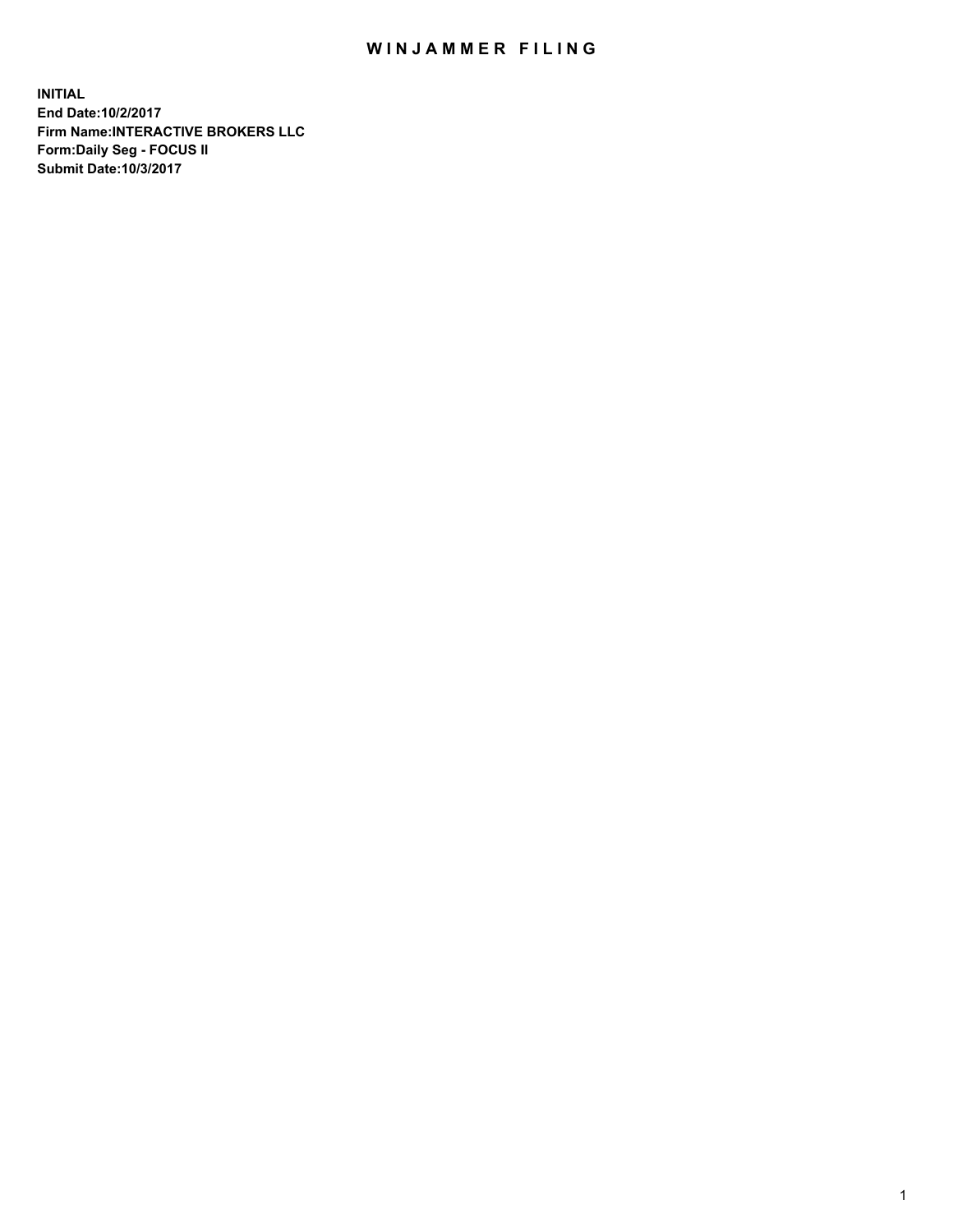# WINJAMMER FILING

**INITIAL**
**End Date:10/2/2017**
**Firm Name:INTERACTIVE BROKERS LLC**
**Form:Daily Seg - FOCUS II**
**Submit Date:10/3/2017**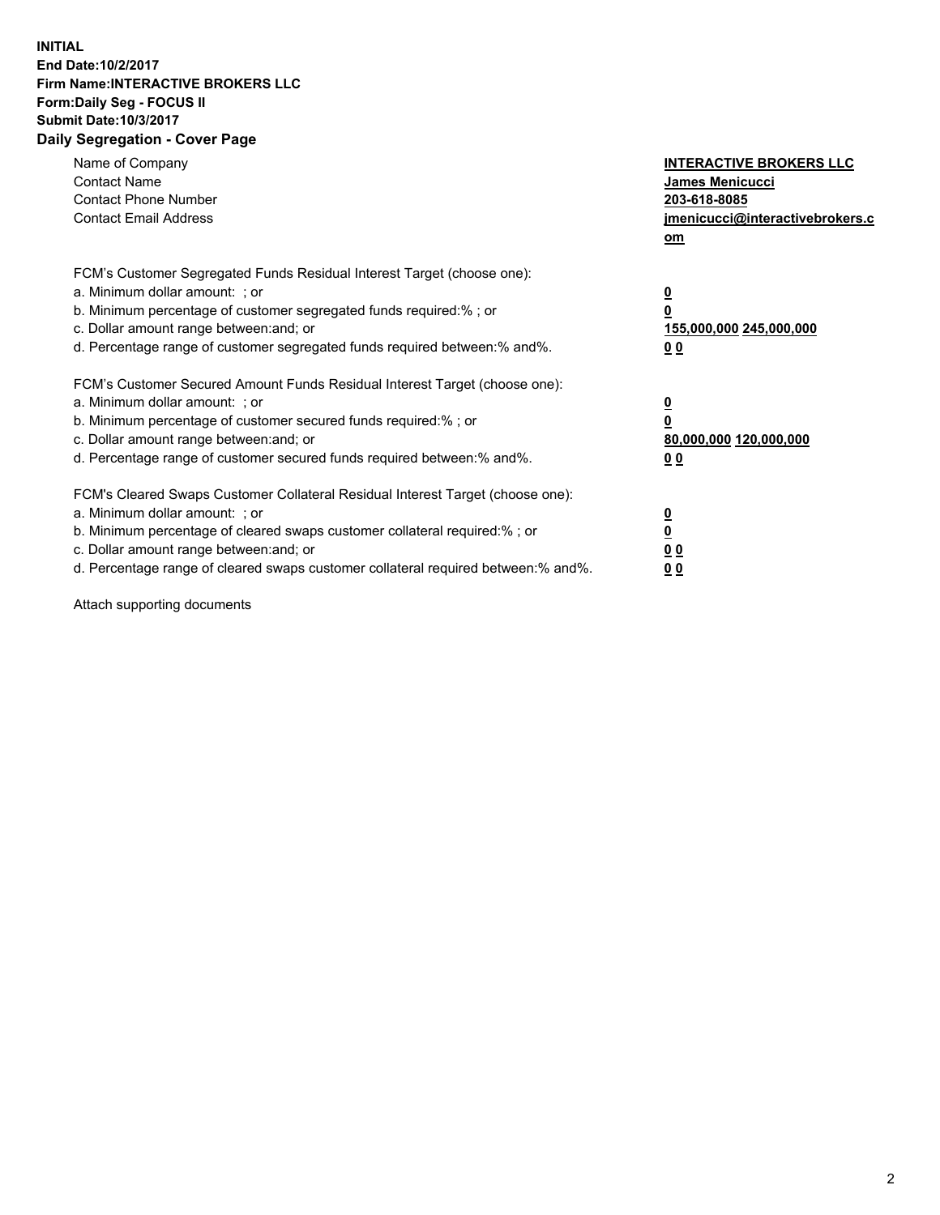**INITIAL**
**End Date:10/2/2017**
**Firm Name:INTERACTIVE BROKERS LLC**
**Form:Daily Seg - FOCUS II**
**Submit Date:10/3/2017**

## Daily Segregation - Cover Page

| | |
|---|---|
| Name of Company | **INTERACTIVE BROKERS LLC** |
| Contact Name | **James Menicucci** |
| Contact Phone Number | **203-618-8085** |
| Contact Email Address | **jmenicucci@interactivebrokers.com** |

| FCM's Customer Segregated Funds Residual Interest Target (choose one): | |
|---|---|
| a. Minimum dollar amount: ; or | **0** |
| b. Minimum percentage of customer segregated funds required:% ; or | **0** |
| c. Dollar amount range between:and; or | **155,000,000 245,000,000** |
| d. Percentage range of customer segregated funds required between:% and%. | **0 0** |

| FCM's Customer Secured Amount Funds Residual Interest Target (choose one): | |
|---|---|
| a. Minimum dollar amount: ; or | **0** |
| b. Minimum percentage of customer secured funds required:% ; or | **0** |
| c. Dollar amount range between:and; or | **80,000,000 120,000,000** |
| d. Percentage range of customer secured funds required between:% and%. | **0 0** |

| FCM's Cleared Swaps Customer Collateral Residual Interest Target (choose one): | |
|---|---|
| a. Minimum dollar amount: ; or | **0** |
| b. Minimum percentage of cleared swaps customer collateral required:% ; or | **0** |
| c. Dollar amount range between:and; or | **0 0** |
| d. Percentage range of cleared swaps customer collateral required between:% and%. | **0 0** |

Attach supporting documents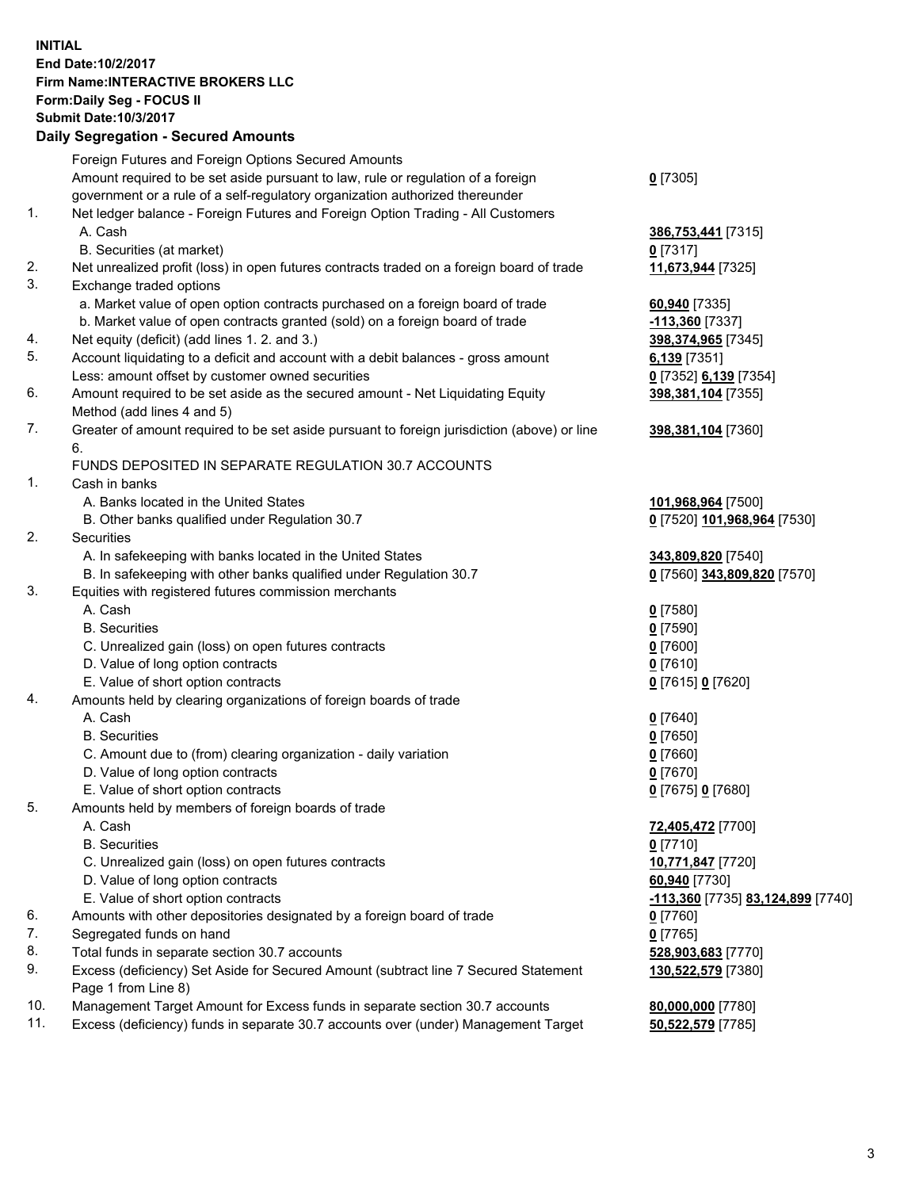**INITIAL**
**End Date:10/2/2017**
**Firm Name:INTERACTIVE BROKERS LLC**
**Form:Daily Seg - FOCUS II**
**Submit Date:10/3/2017**

## Daily Segregation - Secured Amounts

| | | |
|---|---|---|
| | Foreign Futures and Foreign Options Secured Amounts | |
| | Amount required to be set aside pursuant to law, rule or regulation of a foreign government or a rule of a self-regulatory organization authorized thereunder | **0** [7305] |
| 1. | Net ledger balance - Foreign Futures and Foreign Option Trading - All Customers | |
| | A. Cash | **386,753,441** [7315] |
| | B. Securities (at market) | **0** [7317] |
| 2. | Net unrealized profit (loss) in open futures contracts traded on a foreign board of trade | **11,673,944** [7325] |
| 3. | Exchange traded options | |
| | a. Market value of open option contracts purchased on a foreign board of trade | **60,940** [7335] |
| | b. Market value of open contracts granted (sold) on a foreign board of trade | **-113,360** [7337] |
| 4. | Net equity (deficit) (add lines 1. 2. and 3.) | **398,374,965** [7345] |
| 5. | Account liquidating to a deficit and account with a debit balances - gross amount | **6,139** [7351] |
| | Less: amount offset by customer owned securities | **0** [7352] **6,139** [7354] |
| 6. | Amount required to be set aside as the secured amount - Net Liquidating Equity Method (add lines 4 and 5) | **398,381,104** [7355] |
| 7. | Greater of amount required to be set aside pursuant to foreign jurisdiction (above) or line 6. | **398,381,104** [7360] |
| | FUNDS DEPOSITED IN SEPARATE REGULATION 30.7 ACCOUNTS | |
| 1. | Cash in banks | |
| | A. Banks located in the United States | **101,968,964** [7500] |
| | B. Other banks qualified under Regulation 30.7 | **0** [7520] **101,968,964** [7530] |
| 2. | Securities | |
| | A. In safekeeping with banks located in the United States | **343,809,820** [7540] |
| | B. In safekeeping with other banks qualified under Regulation 30.7 | **0** [7560] **343,809,820** [7570] |
| 3. | Equities with registered futures commission merchants | |
| | A. Cash | **0** [7580] |
| | B. Securities | **0** [7590] |
| | C. Unrealized gain (loss) on open futures contracts | **0** [7600] |
| | D. Value of long option contracts | **0** [7610] |
| | E. Value of short option contracts | **0** [7615] **0** [7620] |
| 4. | Amounts held by clearing organizations of foreign boards of trade | |
| | A. Cash | **0** [7640] |
| | B. Securities | **0** [7650] |
| | C. Amount due to (from) clearing organization - daily variation | **0** [7660] |
| | D. Value of long option contracts | **0** [7670] |
| | E. Value of short option contracts | **0** [7675] **0** [7680] |
| 5. | Amounts held by members of foreign boards of trade | |
| | A. Cash | **72,405,472** [7700] |
| | B. Securities | **0** [7710] |
| | C. Unrealized gain (loss) on open futures contracts | **10,771,847** [7720] |
| | D. Value of long option contracts | **60,940** [7730] |
| | E. Value of short option contracts | **-113,360** [7735] **83,124,899** [7740] |
| 6. | Amounts with other depositories designated by a foreign board of trade | **0** [7760] |
| 7. | Segregated funds on hand | **0** [7765] |
| 8. | Total funds in separate section 30.7 accounts | **528,903,683** [7770] |
| 9. | Excess (deficiency) Set Aside for Secured Amount (subtract line 7 Secured Statement Page 1 from Line 8) | **130,522,579** [7380] |
| 10. | Management Target Amount for Excess funds in separate section 30.7 accounts | **80,000,000** [7780] |
| 11. | Excess (deficiency) funds in separate 30.7 accounts over (under) Management Target | **50,522,579** [7785] |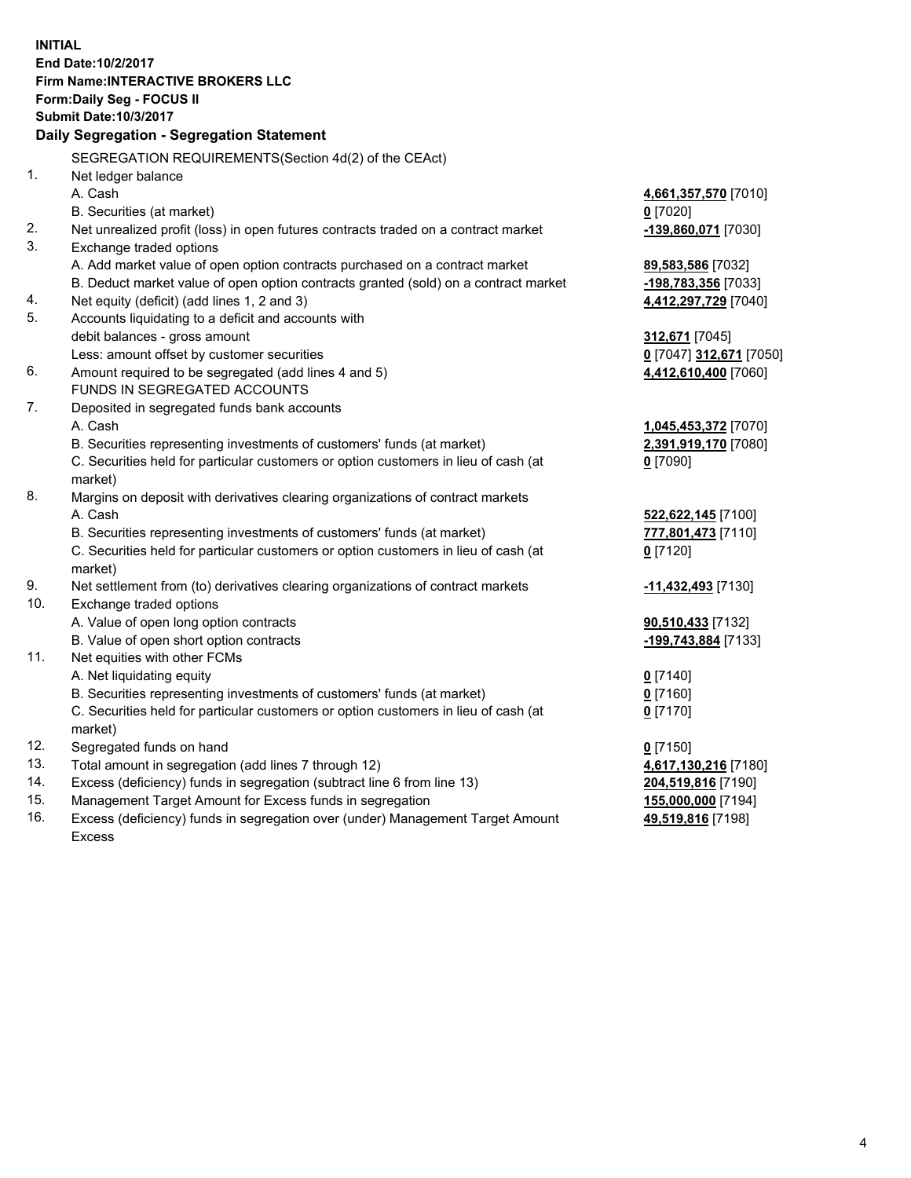**INITIAL**
**End Date:10/2/2017**
**Firm Name:INTERACTIVE BROKERS LLC**
**Form:Daily Seg - FOCUS II**
**Submit Date:10/3/2017**

**Daily Segregation - Segregation Statement**

SEGREGATION REQUIREMENTS(Section 4d(2) of the CEAct)

| | | |
|---|---|---|
| 1. | Net ledger balance | |
| | A. Cash | **4,661,357,570** [7010] |
| | B. Securities (at market) | **0** [7020] |
| 2. | Net unrealized profit (loss) in open futures contracts traded on a contract market | **-139,860,071** [7030] |
| 3. | Exchange traded options | |
| | A. Add market value of open option contracts purchased on a contract market | **89,583,586** [7032] |
| | B. Deduct market value of open option contracts granted (sold) on a contract market | **-198,783,356** [7033] |
| 4. | Net equity (deficit) (add lines 1, 2 and 3) | **4,412,297,729** [7040] |
| 5. | Accounts liquidating to a deficit and accounts with debit balances - gross amount | **312,671** [7045] |
| | Less: amount offset by customer securities | **0** [7047] **312,671** [7050] |
| 6. | Amount required to be segregated (add lines 4 and 5) | **4,412,610,400** [7060] |
| | FUNDS IN SEGREGATED ACCOUNTS | |
| 7. | Deposited in segregated funds bank accounts | |
| | A. Cash | **1,045,453,372** [7070] |
| | B. Securities representing investments of customers' funds (at market) | **2,391,919,170** [7080] |
| | C. Securities held for particular customers or option customers in lieu of cash (at market) | **0** [7090] |
| 8. | Margins on deposit with derivatives clearing organizations of contract markets | |
| | A. Cash | **522,622,145** [7100] |
| | B. Securities representing investments of customers' funds (at market) | **777,801,473** [7110] |
| | C. Securities held for particular customers or option customers in lieu of cash (at market) | **0** [7120] |
| 9. | Net settlement from (to) derivatives clearing organizations of contract markets | **-11,432,493** [7130] |
| 10. | Exchange traded options | |
| | A. Value of open long option contracts | **90,510,433** [7132] |
| | B. Value of open short option contracts | **-199,743,884** [7133] |
| 11. | Net equities with other FCMs | |
| | A. Net liquidating equity | **0** [7140] |
| | B. Securities representing investments of customers' funds (at market) | **0** [7160] |
| | C. Securities held for particular customers or option customers in lieu of cash (at market) | **0** [7170] |
| 12. | Segregated funds on hand | **0** [7150] |
| 13. | Total amount in segregation (add lines 7 through 12) | **4,617,130,216** [7180] |
| 14. | Excess (deficiency) funds in segregation (subtract line 6 from line 13) | **204,519,816** [7190] |
| 15. | Management Target Amount for Excess funds in segregation | **155,000,000** [7194] |
| 16. | Excess (deficiency) funds in segregation over (under) Management Target Amount Excess | **49,519,816** [7198] |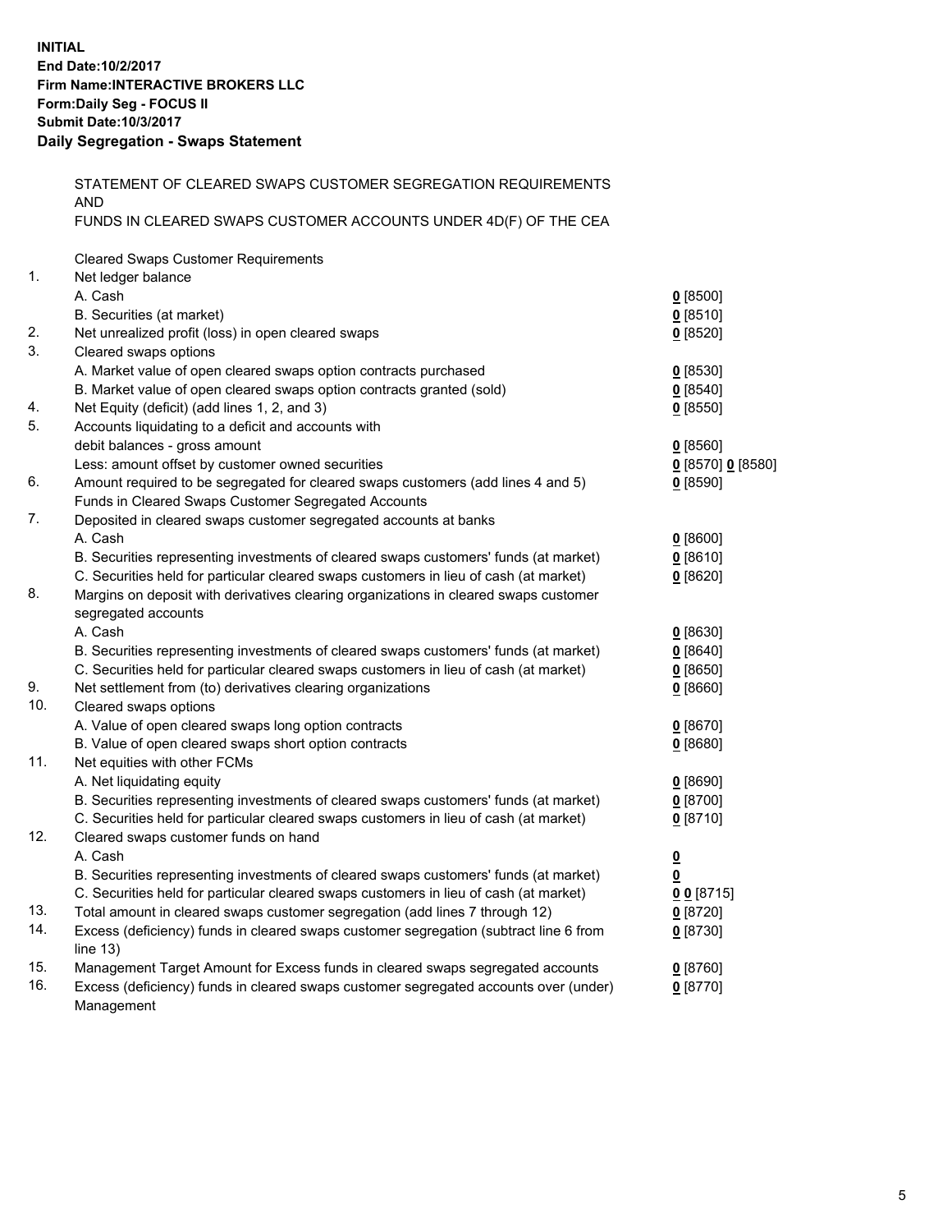**INITIAL**
**End Date:10/2/2017**
**Firm Name:INTERACTIVE BROKERS LLC**
**Form:Daily Seg - FOCUS II**
**Submit Date:10/3/2017**
**Daily Segregation - Swaps Statement**

STATEMENT OF CLEARED SWAPS CUSTOMER SEGREGATION REQUIREMENTS AND FUNDS IN CLEARED SWAPS CUSTOMER ACCOUNTS UNDER 4D(F) OF THE CEA

Cleared Swaps Customer Requirements

| | | |
|---|---|---|
| 1. | Net ledger balance | |
| | A. Cash | 0 [8500] |
| | B. Securities (at market) | 0 [8510] |
| 2. | Net unrealized profit (loss) in open cleared swaps | 0 [8520] |
| 3. | Cleared swaps options | |
| | A. Market value of open cleared swaps option contracts purchased | 0 [8530] |
| | B. Market value of open cleared swaps option contracts granted (sold) | 0 [8540] |
| 4. | Net Equity (deficit) (add lines 1, 2, and 3) | 0 [8550] |
| 5. | Accounts liquidating to a deficit and accounts with debit balances - gross amount | 0 [8560] |
| | Less: amount offset by customer owned securities | 0 [8570] 0 [8580] |
| 6. | Amount required to be segregated for cleared swaps customers (add lines 4 and 5) | 0 [8590] |
| | Funds in Cleared Swaps Customer Segregated Accounts | |
| 7. | Deposited in cleared swaps customer segregated accounts at banks | |
| | A. Cash | 0 [8600] |
| | B. Securities representing investments of cleared swaps customers' funds (at market) | 0 [8610] |
| | C. Securities held for particular cleared swaps customers in lieu of cash (at market) | 0 [8620] |
| 8. | Margins on deposit with derivatives clearing organizations in cleared swaps customer segregated accounts | |
| | A. Cash | 0 [8630] |
| | B. Securities representing investments of cleared swaps customers' funds (at market) | 0 [8640] |
| | C. Securities held for particular cleared swaps customers in lieu of cash (at market) | 0 [8650] |
| 9. | Net settlement from (to) derivatives clearing organizations | 0 [8660] |
| 10. | Cleared swaps options | |
| | A. Value of open cleared swaps long option contracts | 0 [8670] |
| | B. Value of open cleared swaps short option contracts | 0 [8680] |
| 11. | Net equities with other FCMs | |
| | A. Net liquidating equity | 0 [8690] |
| | B. Securities representing investments of cleared swaps customers' funds (at market) | 0 [8700] |
| | C. Securities held for particular cleared swaps customers in lieu of cash (at market) | 0 [8710] |
| 12. | Cleared swaps customer funds on hand | |
| | A. Cash | 0 |
| | B. Securities representing investments of cleared swaps customers' funds (at market) | 0 |
| | C. Securities held for particular cleared swaps customers in lieu of cash (at market) | 0 0 [8715] |
| 13. | Total amount in cleared swaps customer segregation (add lines 7 through 12) | 0 [8720] |
| 14. | Excess (deficiency) funds in cleared swaps customer segregation (subtract line 6 from line 13) | 0 [8730] |
| 15. | Management Target Amount for Excess funds in cleared swaps segregated accounts | 0 [8760] |
| 16. | Excess (deficiency) funds in cleared swaps customer segregated accounts over (under) Management | 0 [8770] |